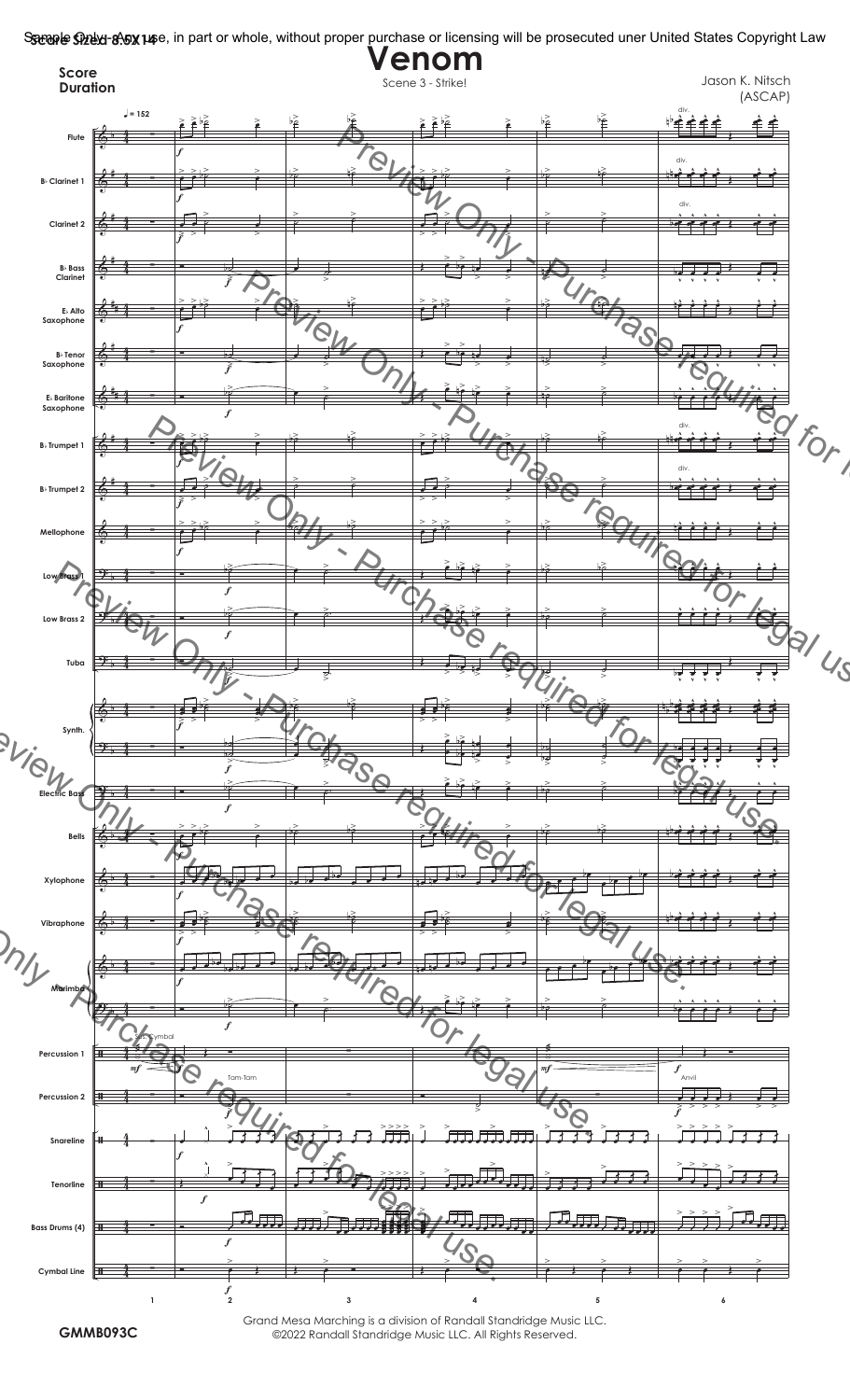Sample Only - Any use, in part or whole, without proper purchase or licensing will be prosecuted uner United States Copyright Law

Score Sized 8.5x14

# Venom

Scene 3 - Strike!

Score
Duration

Jason K. Nitsch
(ASCAP)

Grand Mesa Marching is a division of Randall Standridge Music LLC.
©2022 Randall Standridge Music LLC. All Rights Reserved.

GMMB093C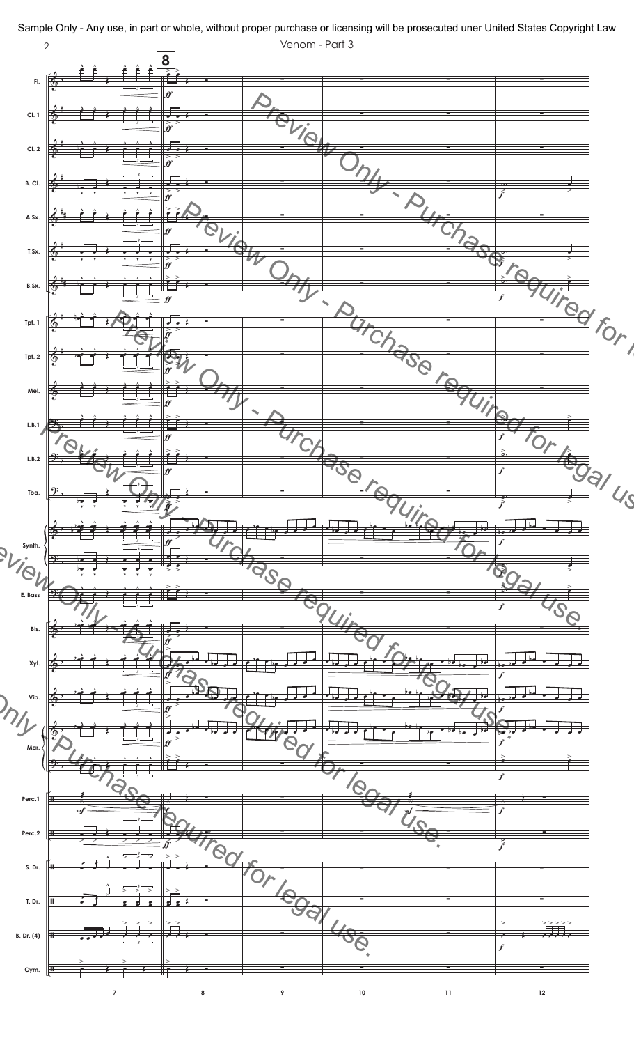Sample Only - Any use, in part or whole, without proper purchase or licensing will be prosecuted uner United States Copyright Law

Venom - Part 3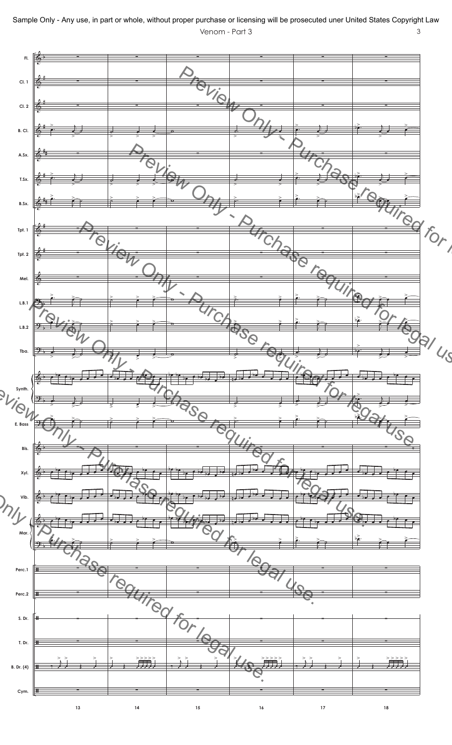Sample Only - Any use, in part or whole, without proper purchase or licensing will be prosecuted uner United States Copyright Law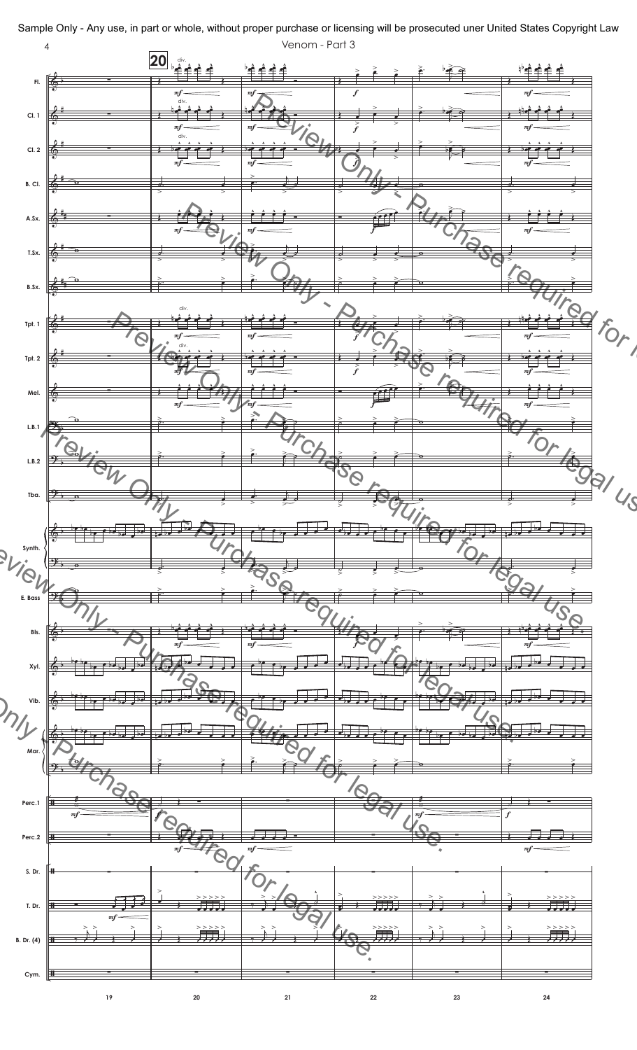Sample Only - Any use, in part or whole, without proper purchase or licensing will be prosecuted uner United States Copyright Law

Venom - Part 3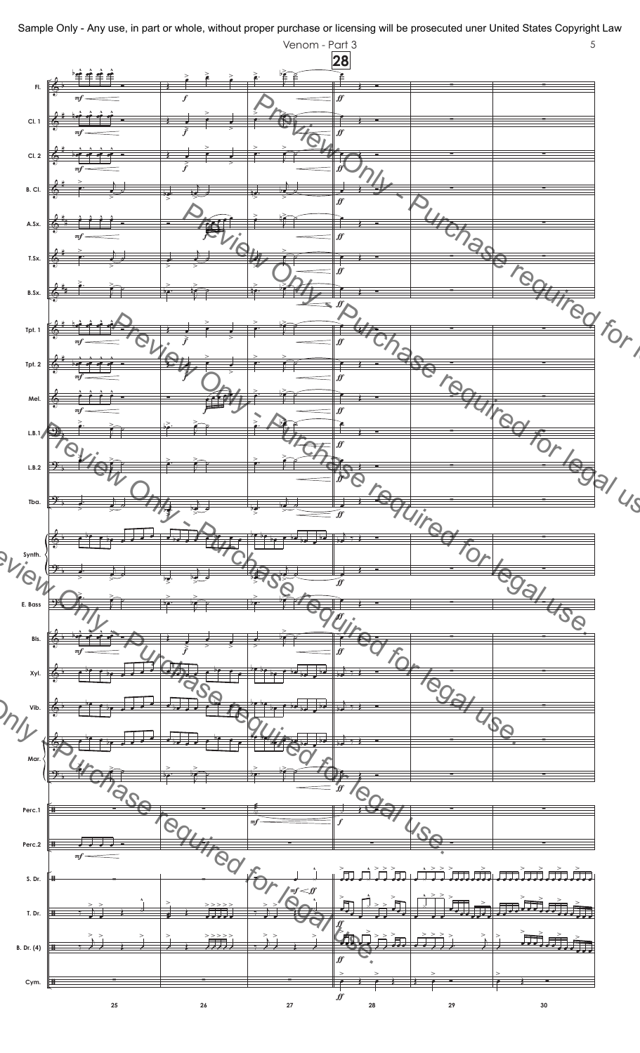Sample Only - Any use, in part or whole, without proper purchase or licensing will be prosecuted uner United States Copyright Law

Venom - Part 3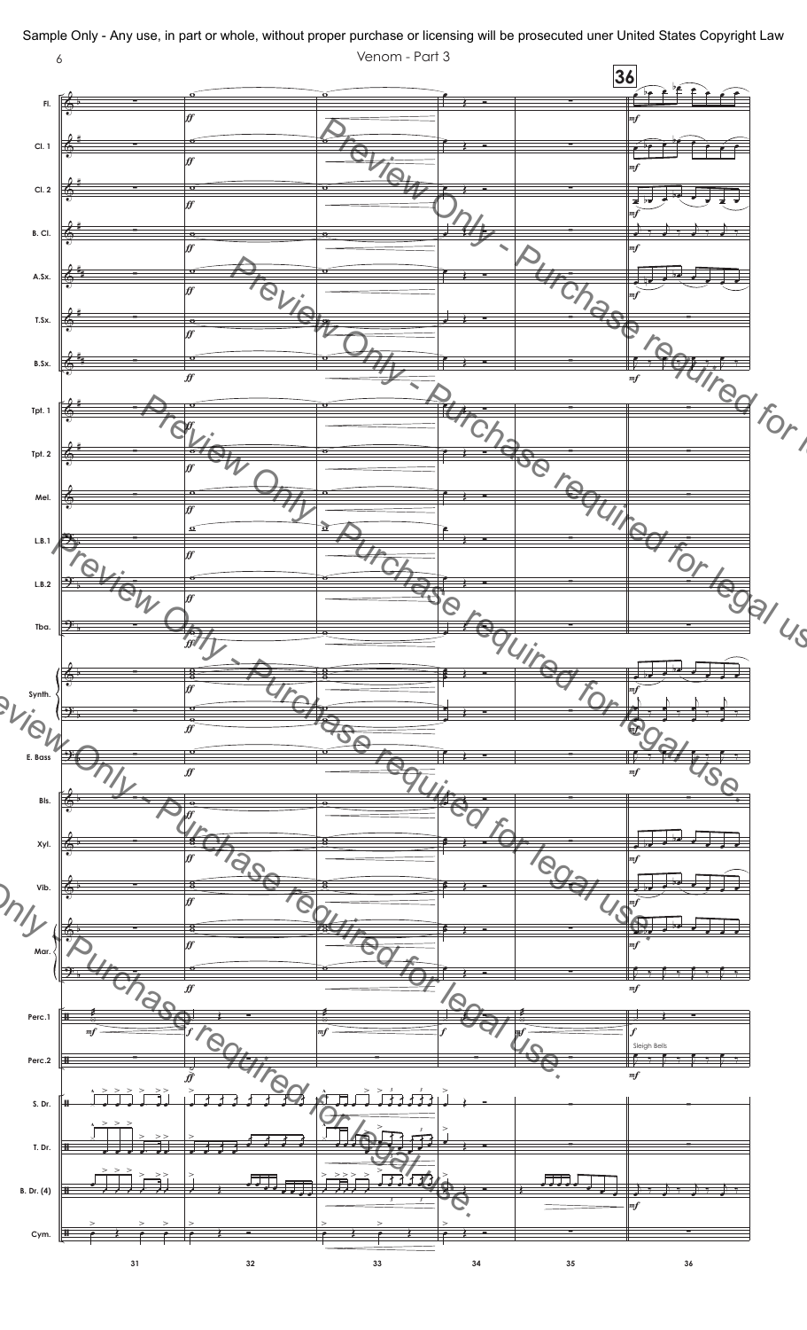Sample Only - Any use, in part or whole, without proper purchase or licensing will be prosecuted uner United States Copyright Law

Venom - Part 3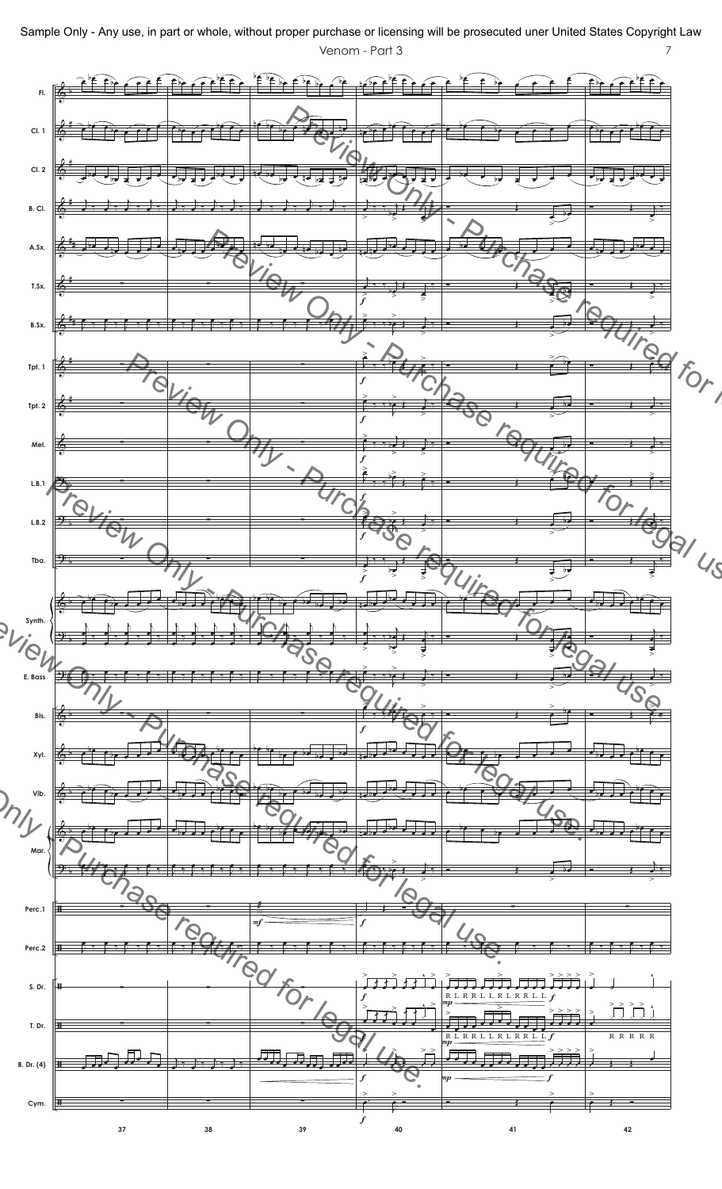Sample Only - Any use, in part or whole, without proper purchase or licensing will be prosecuted uner United States Copyright Law

Venom - Part 3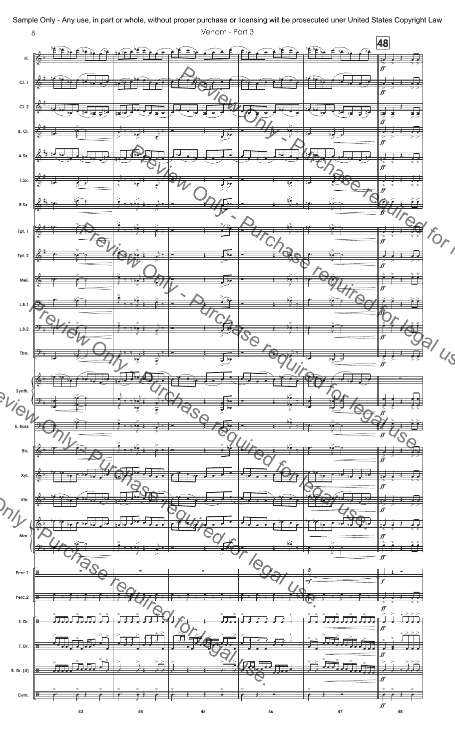Sample Only - Any use, in part or whole, without proper purchase or licensing will be prosecuted uner United States Copyright Law

Venom - Part 3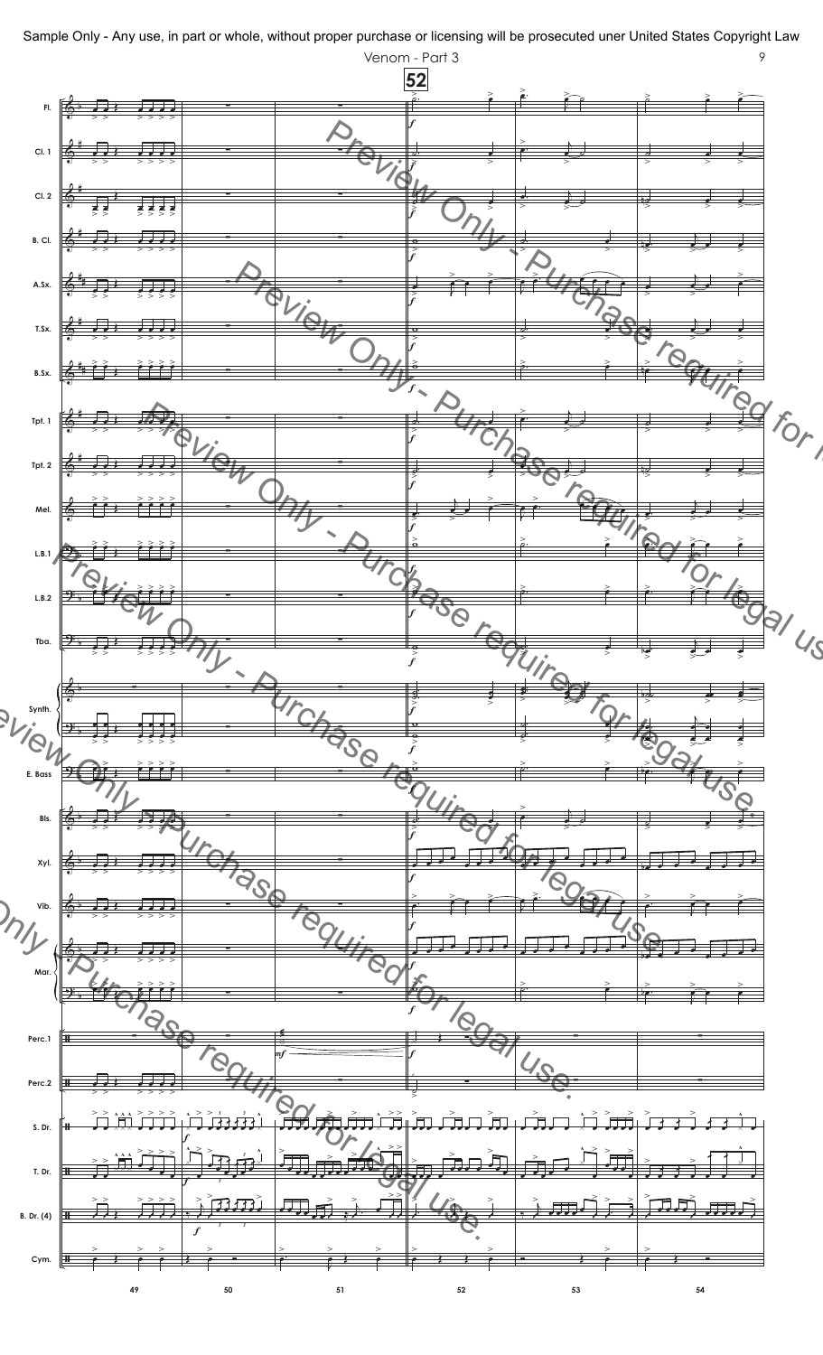Sample Only - Any use, in part or whole, without proper purchase or licensing will be prosecuted uner United States Copyright Law

Venom - Part 3

52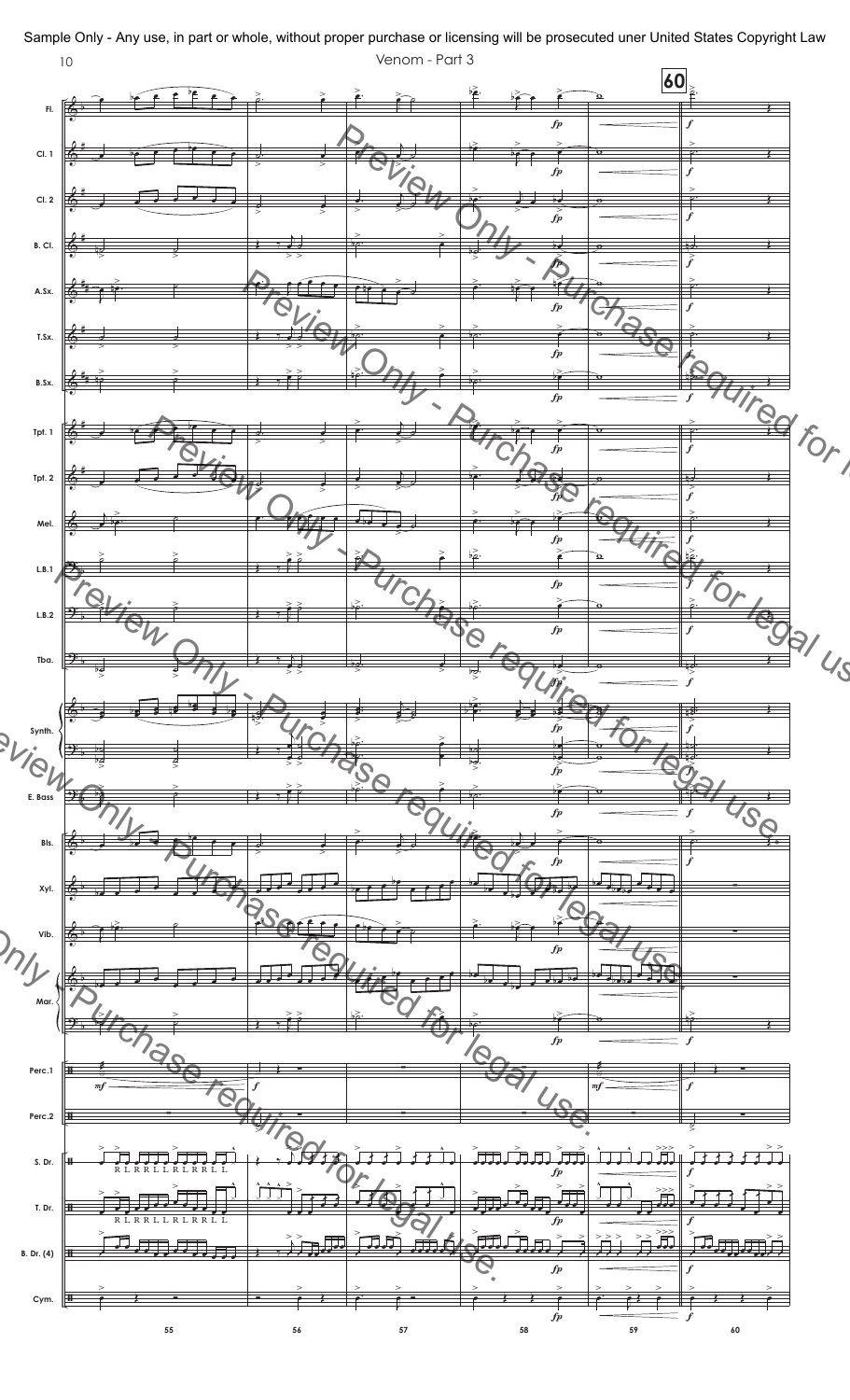Sample Only - Any use, in part or whole, without proper purchase or licensing will be prosecuted uner United States Copyright Law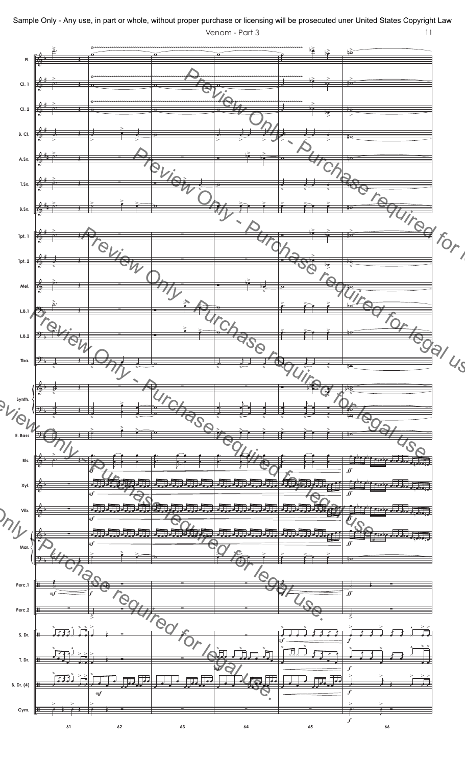Fl.

Cl. 1

Cl. 2

B. Cl.

A.Sx.

T.Sx.

B.Sx.

Tpt. 1

Tpt. 2

Mel.

L.B.1

L.B.2

Tba.

Synth.

E. Bass

Bls.

Xyl.

Vib.

Mar.

Perc.1

Perc.2

S. Dr.

T. Dr.

B. Dr. (4)

Cym.

61 62 63 64 65 66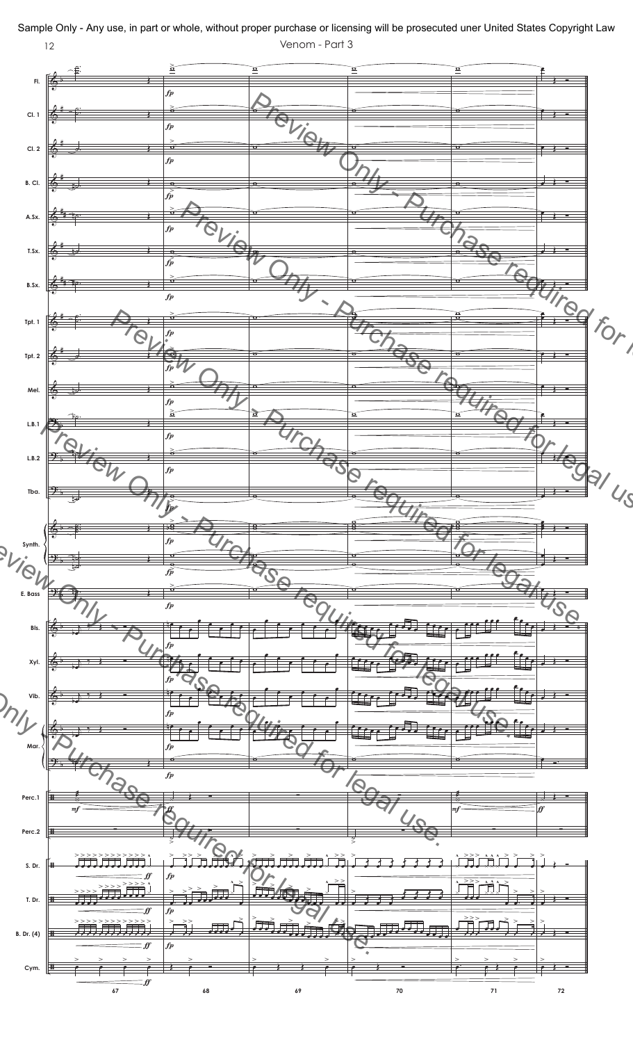Sample Only - Any use, in part or whole, without proper purchase or licensing will be prosecuted uner United States Copyright Law

Venom - Part 3